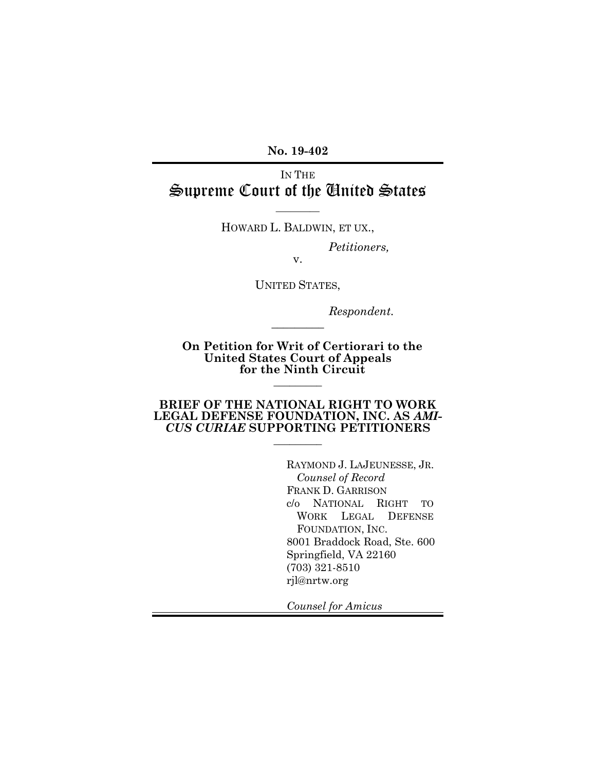**No. 19-402**

---

IN THE

# Supreme Court of the United States

————

HOWARD L. BALDWIN, ET UX.,

*Petitioners,*

v.

UNITED STATES,

*Respondent.*

————

**On Petition for Writ of Certiorari to the United States Court of Appeals for the Ninth Circuit**

————

**BRIEF OF THE NATIONAL RIGHT TO WORK LEGAL DEFENSE FOUNDATION, INC. AS *AMICUS CURIAE* SUPPORTING PETITIONERS**

————

RAYMOND J. LAJEUNESSE, JR.
*Counsel of Record*
FRANK D. GARRISON
c/o NATIONAL RIGHT TO WORK LEGAL DEFENSE FOUNDATION, INC.
8001 Braddock Road, Ste. 600
Springfield, VA 22160
(703) 321-8510
rjl@nrtw.org

*Counsel for Amicus*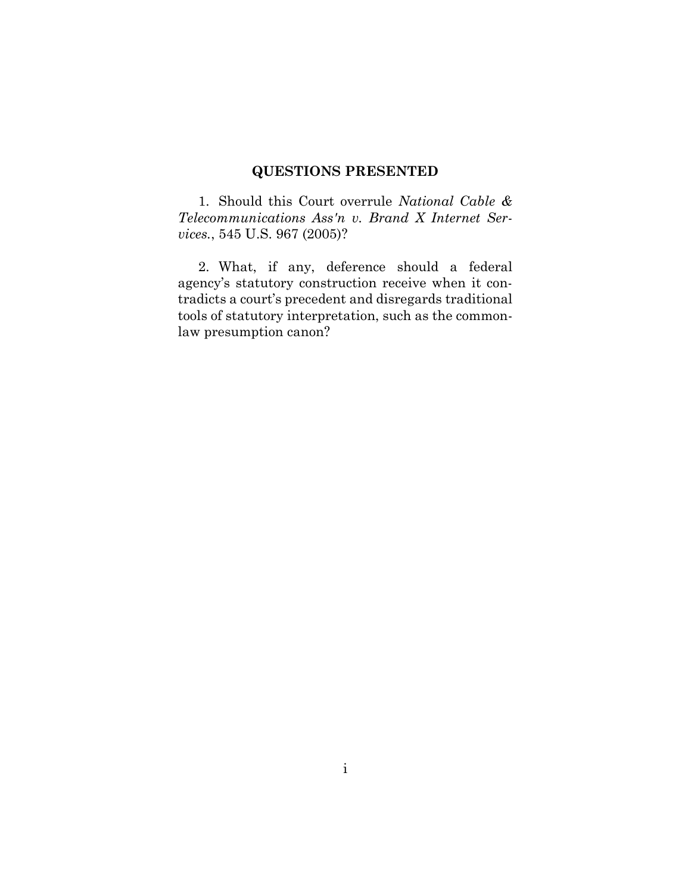## QUESTIONS PRESENTED

1. Should this Court overrule *National Cable & Telecommunications Ass'n v. Brand X Internet Services.*, 545 U.S. 967 (2005)?

2. What, if any, deference should a federal agency's statutory construction receive when it contradicts a court's precedent and disregards traditional tools of statutory interpretation, such as the common-law presumption canon?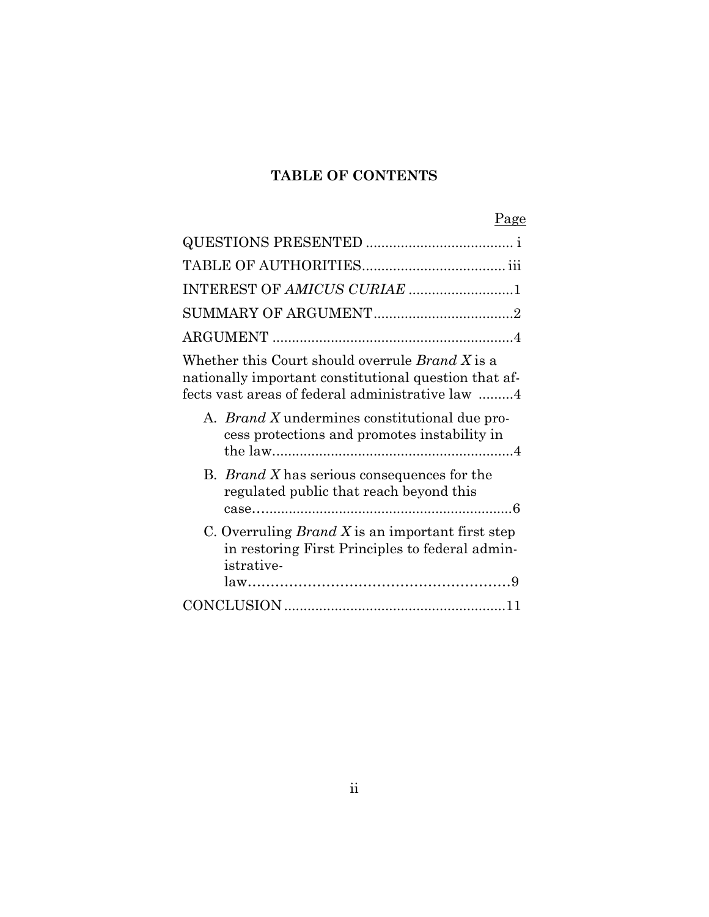## TABLE OF CONTENTS

| | Page |
|---|---|
| QUESTIONS PRESENTED | i |
| TABLE OF AUTHORITIES | iii |
| INTEREST OF *AMICUS CURIAE* | 1 |
| SUMMARY OF ARGUMENT | 2 |
| ARGUMENT | 4 |
| Whether this Court should overrule *Brand X* is a nationally important constitutional question that affects vast areas of federal administrative law | 4 |
| A. *Brand X* undermines constitutional due process protections and promotes instability in the law | 4 |
| B. *Brand X* has serious consequences for the regulated public that reach beyond this case | 6 |
| C. Overruling *Brand X* is an important first step in restoring First Principles to federal administrative-law | 9 |
| CONCLUSION | 11 |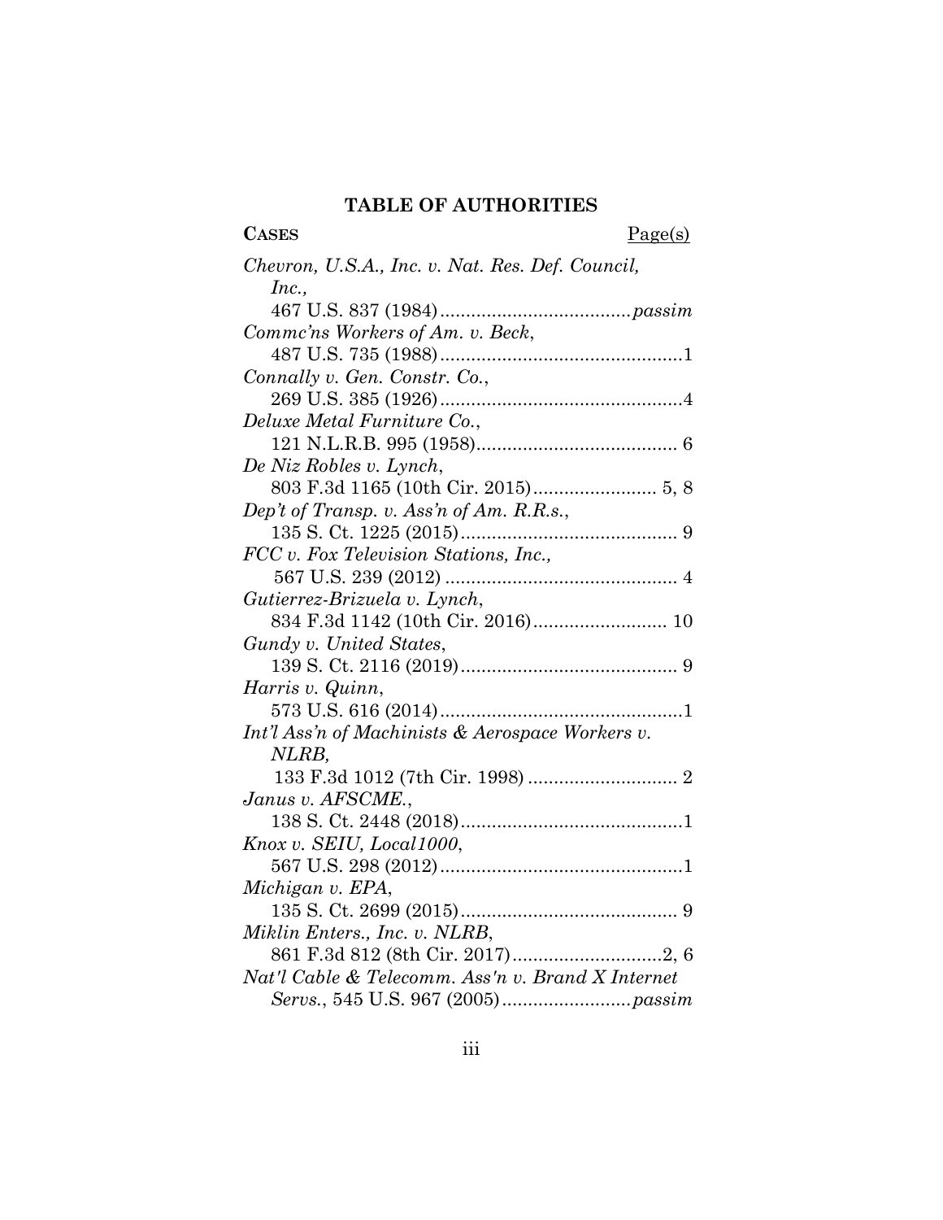## TABLE OF AUTHORITIES

**CASES** Page(s)

*Chevron, U.S.A., Inc. v. Nat. Res. Def. Council, Inc.,*
467 U.S. 837 (1984) .................................... *passim*

*Commc'ns Workers of Am. v. Beck*,
487 U.S. 735 (1988) .............................................. 1

*Connally v. Gen. Constr. Co.*,
269 U.S. 385 (1926) .............................................. 4

*Deluxe Metal Furniture Co.*,
121 N.L.R.B. 995 (1958) ....................................... 6

*De Niz Robles v. Lynch*,
803 F.3d 1165 (10th Cir. 2015) ........................ 5, 8

*Dep't of Transp. v. Ass'n of Am. R.R.s.*,
135 S. Ct. 1225 (2015) .......................................... 9

*FCC v. Fox Television Stations, Inc.,*
567 U.S. 239 (2012) .............................................. 4

*Gutierrez-Brizuela v. Lynch*,
834 F.3d 1142 (10th Cir. 2016) .......................... 10

*Gundy v. United States*,
139 S. Ct. 2116 (2019) .......................................... 9

*Harris v. Quinn*,
573 U.S. 616 (2014) .............................................. 1

*Int'l Ass'n of Machinists & Aerospace Workers v. NLRB,*
133 F.3d 1012 (7th Cir. 1998) ............................. 2

*Janus v. AFSCME.*,
138 S. Ct. 2448 (2018) .......................................... 1

*Knox v. SEIU, Local1000*,
567 U.S. 298 (2012) .............................................. 1

*Michigan v. EPA*,
135 S. Ct. 2699 (2015) .......................................... 9

*Miklin Enters., Inc. v. NLRB*,
861 F.3d 812 (8th Cir. 2017) ............................. 2, 6

*Nat'l Cable & Telecomm. Ass'n v. Brand X Internet Servs.*, 545 U.S. 967 (2005) ......................... *passim*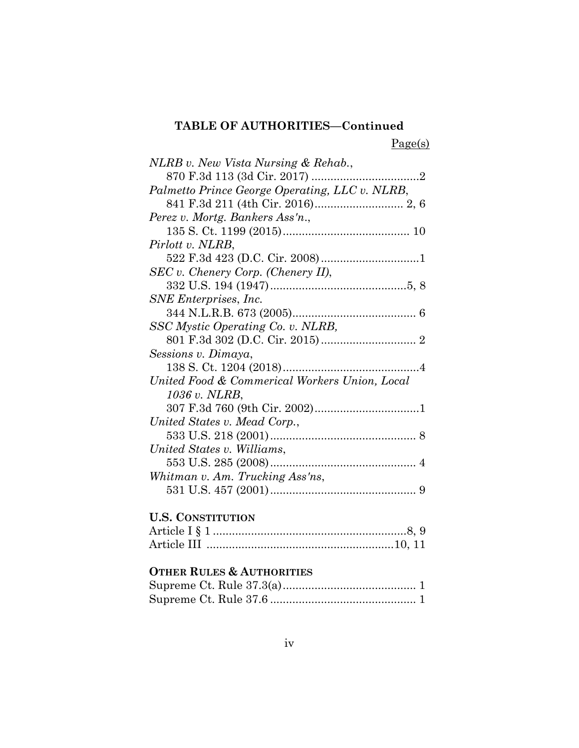**TABLE OF AUTHORITIES—Continued**

Page(s)

*NLRB v. New Vista Nursing & Rehab.*,
870 F.3d 113 (3d Cir. 2017) ..................................2

*Palmetto Prince George Operating, LLC v. NLRB*,
841 F.3d 211 (4th Cir. 2016)............................ 2, 6

*Perez v. Mortg. Bankers Ass'n.*,
135 S. Ct. 1199 (2015)........................................ 10

*Pirlott v. NLRB*,
522 F.3d 423 (D.C. Cir. 2008)...............................1

*SEC v. Chenery Corp. (Chenery II)*,
332 U.S. 194 (1947)...........................................5, 8

*SNE Enterprises, Inc.*
344 N.L.R.B. 673 (2005)....................................... 6

*SSC Mystic Operating Co. v. NLRB,*
801 F.3d 302 (D.C. Cir. 2015).............................. 2

*Sessions v. Dimaya*,
138 S. Ct. 1204 (2018)...........................................4

*United Food & Commerical Workers Union, Local 1036 v. NLRB*,
307 F.3d 760 (9th Cir. 2002).................................1

*United States v. Mead Corp.*,
533 U.S. 218 (2001).............................................. 8

*United States v. Williams*,
553 U.S. 285 (2008).............................................. 4

*Whitman v. Am. Trucking Ass'ns*,
531 U.S. 457 (2001).............................................. 9

**U.S. CONSTITUTION**

Article I § 1 ............................................................8, 9

Article III .........................................................10, 11

**OTHER RULES & AUTHORITIES**

Supreme Ct. Rule 37.3(a).......................................... 1

Supreme Ct. Rule 37.6 ............................................. 1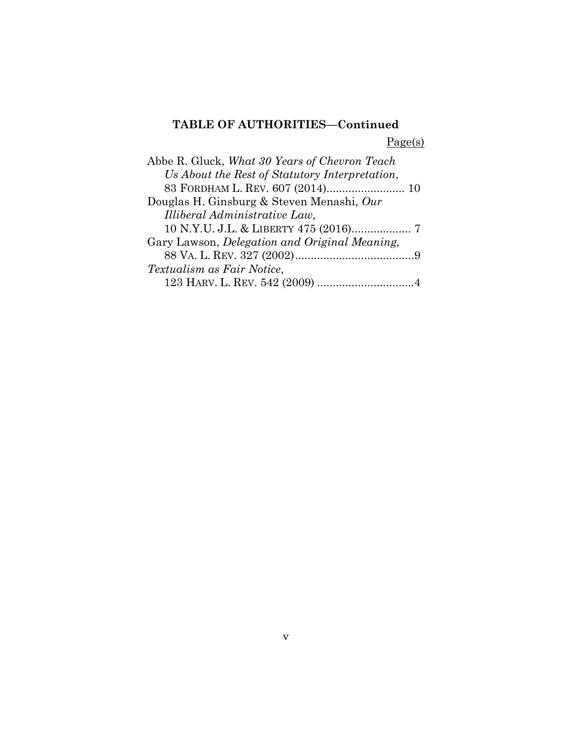**TABLE OF AUTHORITIES—Continued**

Page(s)

Abbe R. Gluck, *What 30 Years of Chevron Teach Us About the Rest of Statutory Interpretation*, 83 FORDHAM L. REV. 607 (2014)......................... 10

Douglas H. Ginsburg & Steven Menashi, *Our Illiberal Administrative Law,* 10 N.Y.U. J.L. & LIBERTY 475 (2016)................... 7

Gary Lawson, *Delegation and Original Meaning,* 88 VA. L. REV. 327 (2002)......................................9

*Textualism as Fair Notice*, 123 HARV. L. REV. 542 (2009) ...............................4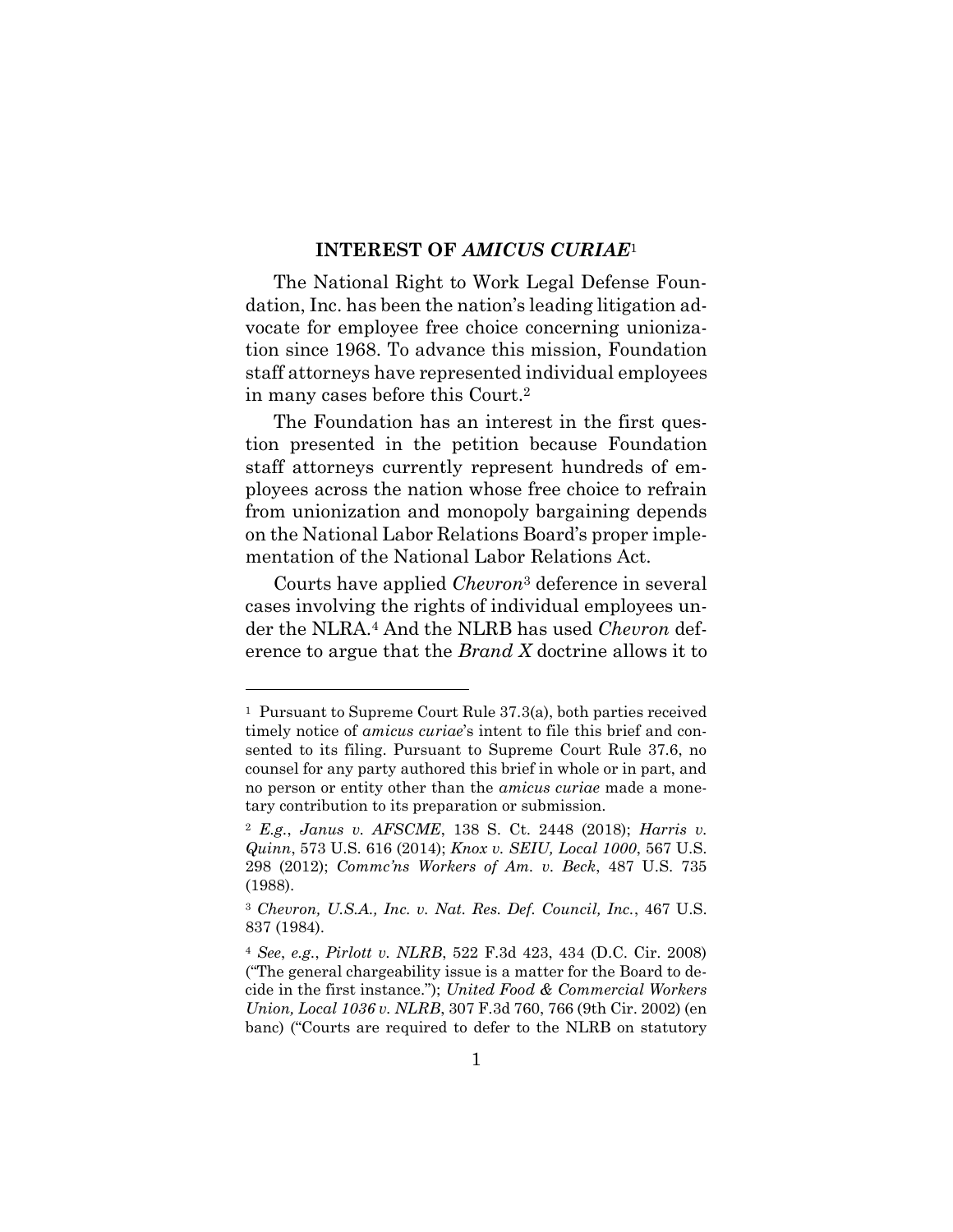## INTEREST OF *AMICUS CURIAE*[1]

The National Right to Work Legal Defense Foundation, Inc. has been the nation's leading litigation advocate for employee free choice concerning unionization since 1968. To advance this mission, Foundation staff attorneys have represented individual employees in many cases before this Court.[2]

The Foundation has an interest in the first question presented in the petition because Foundation staff attorneys currently represent hundreds of employees across the nation whose free choice to refrain from unionization and monopoly bargaining depends on the National Labor Relations Board's proper implementation of the National Labor Relations Act.

Courts have applied *Chevron*[3] deference in several cases involving the rights of individual employees under the NLRA.[4] And the NLRB has used *Chevron* deference to argue that the *Brand X* doctrine allows it to

---

[1] Pursuant to Supreme Court Rule 37.3(a), both parties received timely notice of *amicus curiae*'s intent to file this brief and consented to its filing. Pursuant to Supreme Court Rule 37.6, no counsel for any party authored this brief in whole or in part, and no person or entity other than the *amicus curiae* made a monetary contribution to its preparation or submission.

[2] *E.g.*, *Janus v. AFSCME*, 138 S. Ct. 2448 (2018); *Harris v. Quinn*, 573 U.S. 616 (2014); *Knox v. SEIU, Local 1000*, 567 U.S. 298 (2012); *Commc'ns Workers of Am. v. Beck*, 487 U.S. 735 (1988).

[3] *Chevron, U.S.A., Inc. v. Nat. Res. Def. Council, Inc.*, 467 U.S. 837 (1984).

[4] *See*, *e.g.*, *Pirlott v. NLRB*, 522 F.3d 423, 434 (D.C. Cir. 2008) ("The general chargeability issue is a matter for the Board to decide in the first instance."); *United Food & Commercial Workers Union, Local 1036 v. NLRB*, 307 F.3d 760, 766 (9th Cir. 2002) (en banc) ("Courts are required to defer to the NLRB on statutory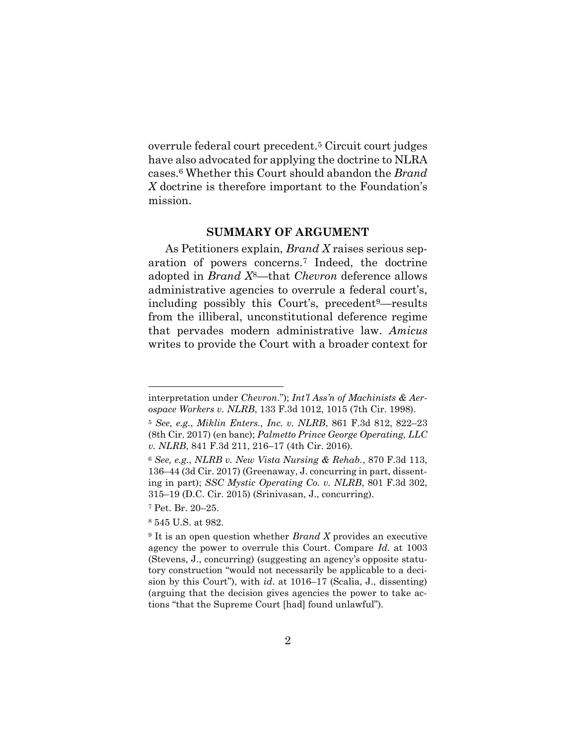overrule federal court precedent.[5] Circuit court judges have also advocated for applying the doctrine to NLRA cases.[6] Whether this Court should abandon the *Brand X* doctrine is therefore important to the Foundation's mission.

## SUMMARY OF ARGUMENT

As Petitioners explain, *Brand X* raises serious separation of powers concerns.[7] Indeed, the doctrine adopted in *Brand X*[8]—that *Chevron* deference allows administrative agencies to overrule a federal court's, including possibly this Court's, precedent[9]—results from the illiberal, unconstitutional deference regime that pervades modern administrative law. *Amicus* writes to provide the Court with a broader context for

---

interpretation under *Chevron*."); *Int'l Ass'n of Machinists & Aerospace Workers v. NLRB*, 133 F.3d 1012, 1015 (7th Cir. 1998).

[5] *See, e.g.*, *Miklin Enters., Inc. v. NLRB*, 861 F.3d 812, 822–23 (8th Cir. 2017) (en banc); *Palmetto Prince George Operating, LLC v. NLRB*, 841 F.3d 211, 216–17 (4th Cir. 2016).

[6] *See, e.g.*, *NLRB v. New Vista Nursing & Rehab.*, 870 F.3d 113, 136–44 (3d Cir. 2017) (Greenaway, J. concurring in part, dissenting in part); *SSC Mystic Operating Co. v. NLRB*, 801 F.3d 302, 315–19 (D.C. Cir. 2015) (Srinivasan, J., concurring).

[7] Pet. Br. 20–25.

[8] 545 U.S. at 982.

[9] It is an open question whether *Brand X* provides an executive agency the power to overrule this Court. Compare *Id.* at 1003 (Stevens, J., concurring) (suggesting an agency's opposite statutory construction "would not necessarily be applicable to a decision by this Court"), with *id*. at 1016–17 (Scalia, J., dissenting) (arguing that the decision gives agencies the power to take actions "that the Supreme Court [had] found unlawful").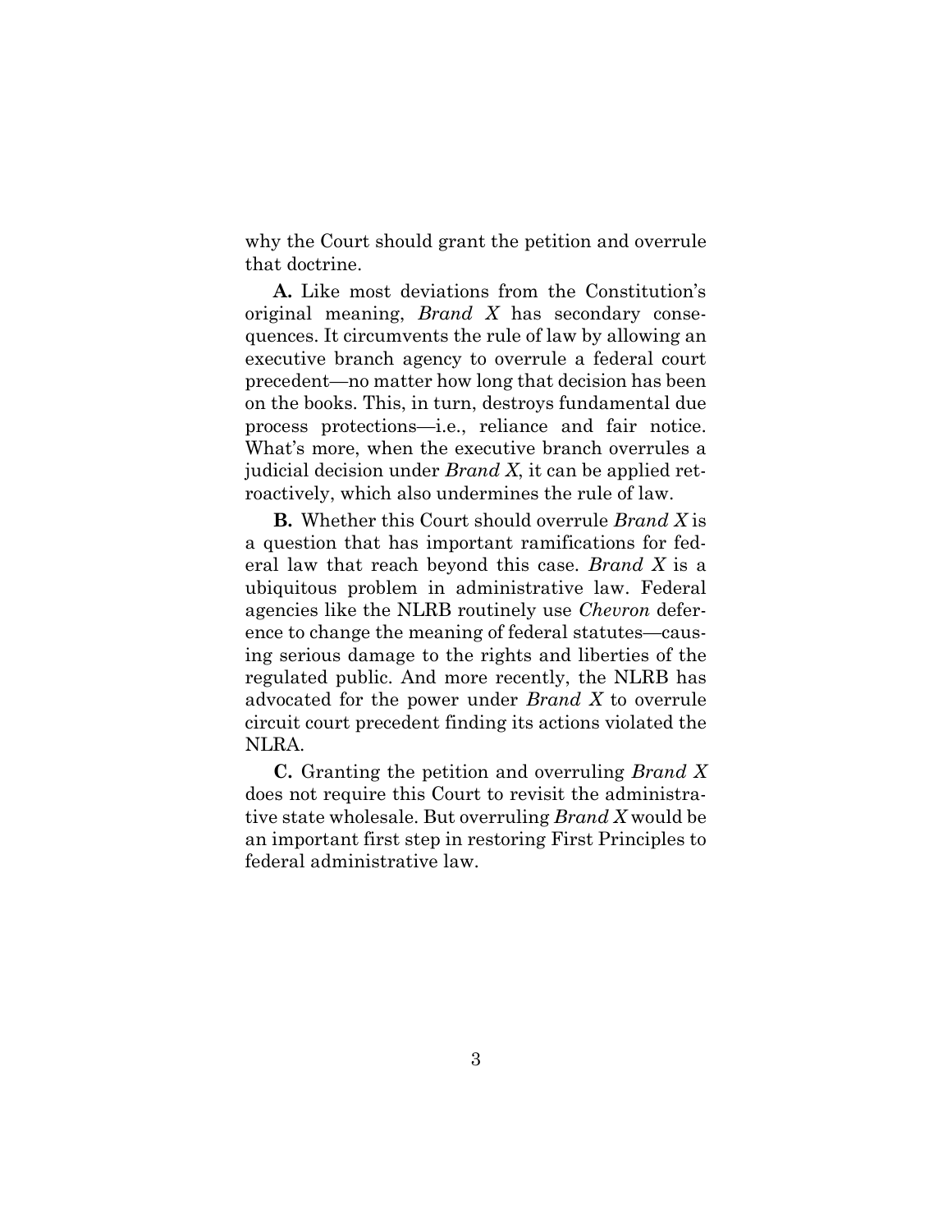why the Court should grant the petition and overrule that doctrine.

**A.** Like most deviations from the Constitution's original meaning, *Brand X* has secondary consequences. It circumvents the rule of law by allowing an executive branch agency to overrule a federal court precedent—no matter how long that decision has been on the books. This, in turn, destroys fundamental due process protections—i.e., reliance and fair notice. What's more, when the executive branch overrules a judicial decision under *Brand X*, it can be applied retroactively, which also undermines the rule of law.

**B.** Whether this Court should overrule *Brand X* is a question that has important ramifications for federal law that reach beyond this case. *Brand X* is a ubiquitous problem in administrative law. Federal agencies like the NLRB routinely use *Chevron* deference to change the meaning of federal statutes—causing serious damage to the rights and liberties of the regulated public. And more recently, the NLRB has advocated for the power under *Brand X* to overrule circuit court precedent finding its actions violated the NLRA.

**C.** Granting the petition and overruling *Brand X* does not require this Court to revisit the administrative state wholesale. But overruling *Brand X* would be an important first step in restoring First Principles to federal administrative law.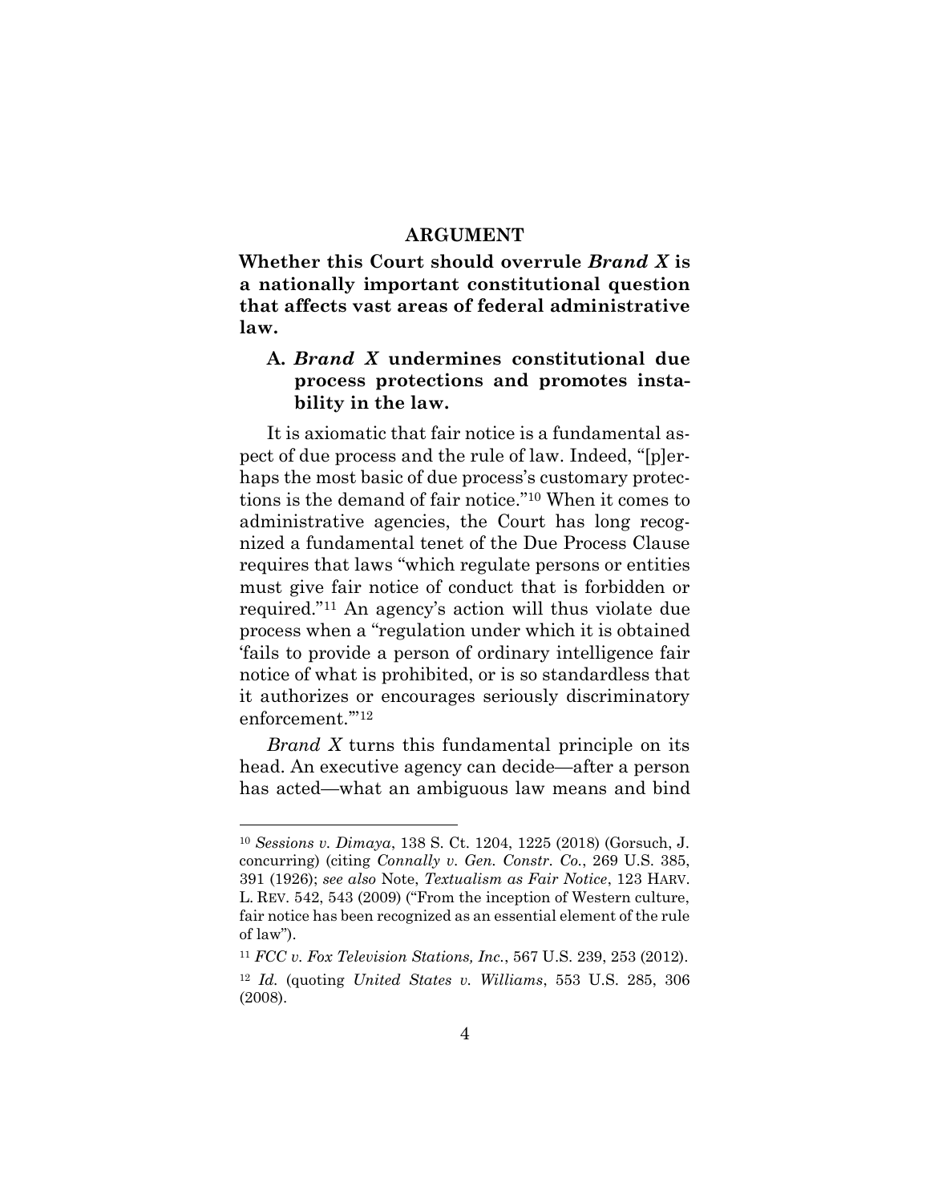## ARGUMENT

**Whether this Court should overrule *Brand X* is a nationally important constitutional question that affects vast areas of federal administrative law.**

### A. *Brand X* undermines constitutional due process protections and promotes instability in the law.

It is axiomatic that fair notice is a fundamental aspect of due process and the rule of law. Indeed, "[p]erhaps the most basic of due process's customary protections is the demand of fair notice."[10] When it comes to administrative agencies, the Court has long recognized a fundamental tenet of the Due Process Clause requires that laws "which regulate persons or entities must give fair notice of conduct that is forbidden or required."[11] An agency's action will thus violate due process when a "regulation under which it is obtained 'fails to provide a person of ordinary intelligence fair notice of what is prohibited, or is so standardless that it authorizes or encourages seriously discriminatory enforcement.'"[12]

*Brand X* turns this fundamental principle on its head. An executive agency can decide—after a person has acted—what an ambiguous law means and bind

---

[10] *Sessions v. Dimaya*, 138 S. Ct. 1204, 1225 (2018) (Gorsuch, J. concurring) (citing *Connally v. Gen. Constr. Co.*, 269 U.S. 385, 391 (1926); *see also* Note, *Textualism as Fair Notice*, 123 HARV. L. REV. 542, 543 (2009) ("From the inception of Western culture, fair notice has been recognized as an essential element of the rule of law").

[11] *FCC v. Fox Television Stations, Inc.*, 567 U.S. 239, 253 (2012).

[12] *Id.* (quoting *United States v. Williams*, 553 U.S. 285, 306 (2008).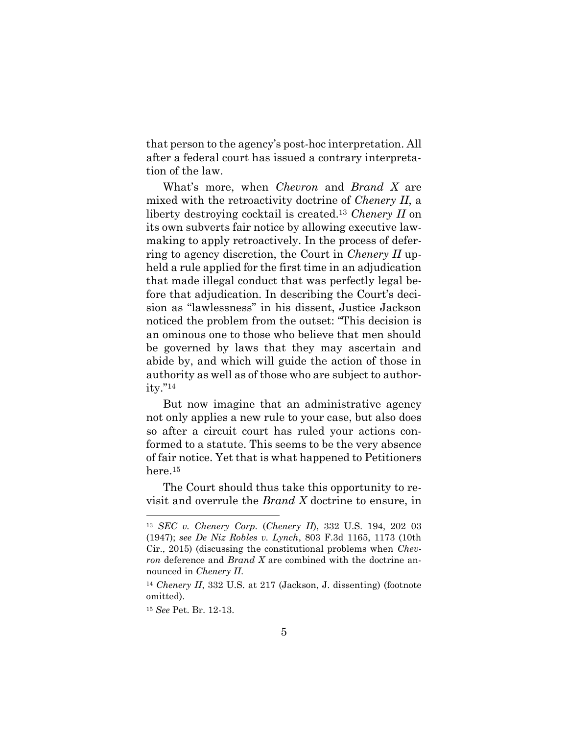that person to the agency's post-hoc interpretation. All after a federal court has issued a contrary interpretation of the law.

What's more, when *Chevron* and *Brand X* are mixed with the retroactivity doctrine of *Chenery II*, a liberty destroying cocktail is created.[13] *Chenery II* on its own subverts fair notice by allowing executive lawmaking to apply retroactively. In the process of deferring to agency discretion, the Court in *Chenery II* upheld a rule applied for the first time in an adjudication that made illegal conduct that was perfectly legal before that adjudication. In describing the Court's decision as "lawlessness" in his dissent, Justice Jackson noticed the problem from the outset: "This decision is an ominous one to those who believe that men should be governed by laws that they may ascertain and abide by, and which will guide the action of those in authority as well as of those who are subject to authority."[14]

But now imagine that an administrative agency not only applies a new rule to your case, but also does so after a circuit court has ruled your actions conformed to a statute. This seems to be the very absence of fair notice. Yet that is what happened to Petitioners here.[15]

The Court should thus take this opportunity to revisit and overrule the *Brand X* doctrine to ensure, in

---

[13] *SEC v. Chenery Corp.* (*Chenery II*), 332 U.S. 194, 202–03 (1947); *see De Niz Robles v. Lynch*, 803 F.3d 1165, 1173 (10th Cir., 2015) (discussing the constitutional problems when *Chevron* deference and *Brand X* are combined with the doctrine announced in *Chenery II*.

[14] *Chenery II*, 332 U.S. at 217 (Jackson, J. dissenting) (footnote omitted).

[15] *See* Pet. Br. 12-13.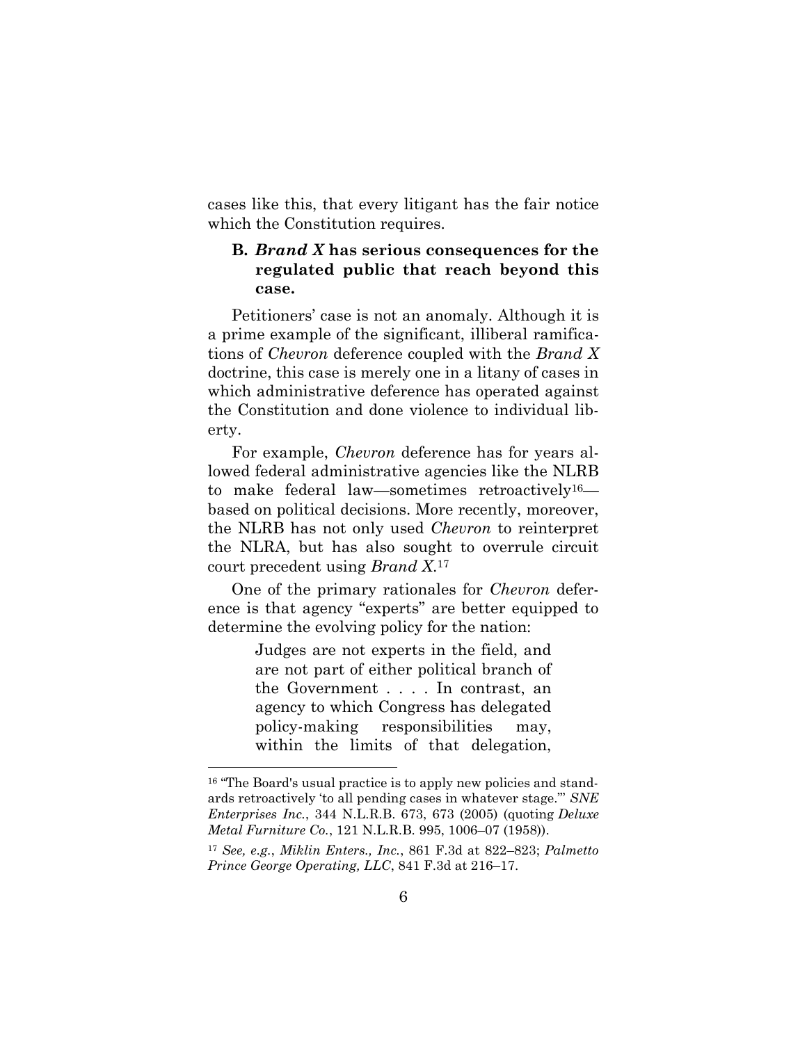cases like this, that every litigant has the fair notice which the Constitution requires.

### B. *Brand X* has serious consequences for the regulated public that reach beyond this case.

Petitioners' case is not an anomaly. Although it is a prime example of the significant, illiberal ramifications of *Chevron* deference coupled with the *Brand X* doctrine, this case is merely one in a litany of cases in which administrative deference has operated against the Constitution and done violence to individual liberty.

For example, *Chevron* deference has for years allowed federal administrative agencies like the NLRB to make federal law—sometimes retroactively[16]—based on political decisions. More recently, moreover, the NLRB has not only used *Chevron* to reinterpret the NLRA, but has also sought to overrule circuit court precedent using *Brand X*.[17]

One of the primary rationales for *Chevron* deference is that agency "experts" are better equipped to determine the evolving policy for the nation:

> Judges are not experts in the field, and are not part of either political branch of the Government . . . . In contrast, an agency to which Congress has delegated policy-making responsibilities may, within the limits of that delegation,

---

[16] "The Board's usual practice is to apply new policies and standards retroactively 'to all pending cases in whatever stage.'" *SNE Enterprises Inc.*, 344 N.L.R.B. 673, 673 (2005) (quoting *Deluxe Metal Furniture Co.*, 121 N.L.R.B. 995, 1006–07 (1958)).

[17] *See, e.g.*, *Miklin Enters., Inc.*, 861 F.3d at 822–823; *Palmetto Prince George Operating, LLC*, 841 F.3d at 216–17.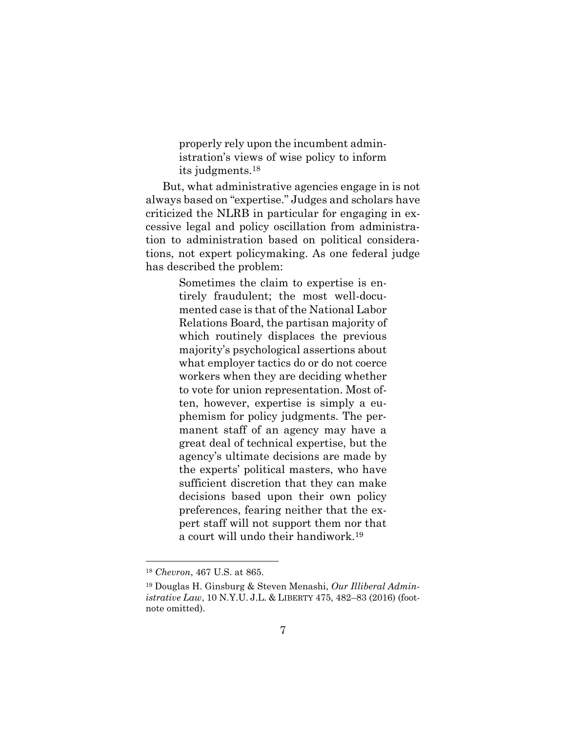> properly rely upon the incumbent administration's views of wise policy to inform its judgments.[18]

But, what administrative agencies engage in is not always based on "expertise." Judges and scholars have criticized the NLRB in particular for engaging in excessive legal and policy oscillation from administration to administration based on political considerations, not expert policymaking. As one federal judge has described the problem:

> Sometimes the claim to expertise is entirely fraudulent; the most well-documented case is that of the National Labor Relations Board, the partisan majority of which routinely displaces the previous majority's psychological assertions about what employer tactics do or do not coerce workers when they are deciding whether to vote for union representation. Most often, however, expertise is simply a euphemism for policy judgments. The permanent staff of an agency may have a great deal of technical expertise, but the agency's ultimate decisions are made by the experts' political masters, who have sufficient discretion that they can make decisions based upon their own policy preferences, fearing neither that the expert staff will not support them nor that a court will undo their handiwork.[19]

---

[18] *Chevron*, 467 U.S. at 865.

[19] Douglas H. Ginsburg & Steven Menashi, *Our Illiberal Administrative Law*, 10 N.Y.U. J.L. & LIBERTY 475, 482–83 (2016) (footnote omitted).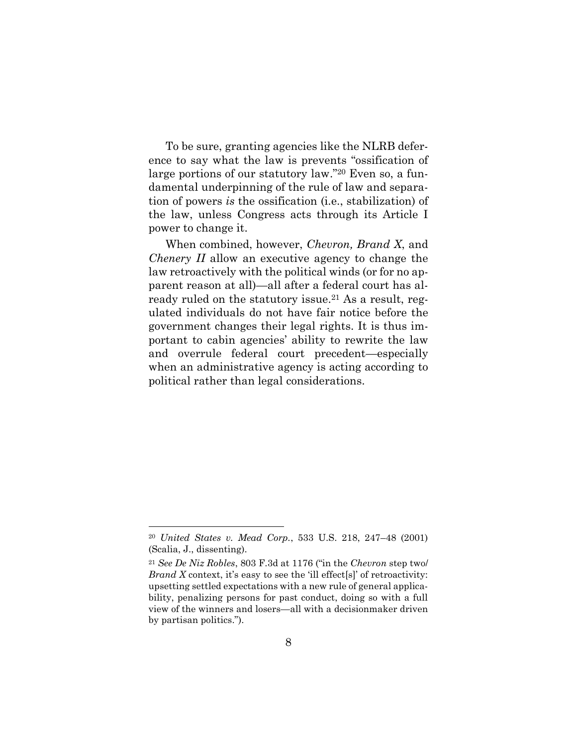To be sure, granting agencies like the NLRB deference to say what the law is prevents "ossification of large portions of our statutory law."[20] Even so, a fundamental underpinning of the rule of law and separation of powers *is* the ossification (i.e., stabilization) of the law, unless Congress acts through its Article I power to change it.

When combined, however, *Chevron, Brand X*, and *Chenery II* allow an executive agency to change the law retroactively with the political winds (or for no apparent reason at all)—all after a federal court has already ruled on the statutory issue.[21] As a result, regulated individuals do not have fair notice before the government changes their legal rights. It is thus important to cabin agencies' ability to rewrite the law and overrule federal court precedent—especially when an administrative agency is acting according to political rather than legal considerations.

---

[20] *United States v. Mead Corp.*, 533 U.S. 218, 247–48 (2001) (Scalia, J., dissenting).

[21] *See De Niz Robles*, 803 F.3d at 1176 ("in the *Chevron* step two/ *Brand X* context, it's easy to see the 'ill effect[s]' of retroactivity: upsetting settled expectations with a new rule of general applicability, penalizing persons for past conduct, doing so with a full view of the winners and losers—all with a decisionmaker driven by partisan politics.").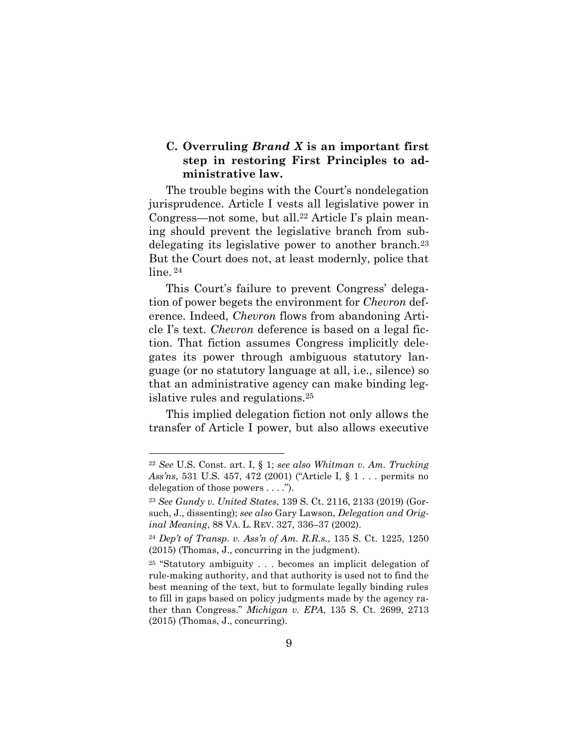### C. Overruling *Brand X* is an important first step in restoring First Principles to administrative law.

The trouble begins with the Court's nondelegation jurisprudence. Article I vests all legislative power in Congress—not some, but all.[22] Article I's plain meaning should prevent the legislative branch from subdelegating its legislative power to another branch.[23] But the Court does not, at least modernly, police that line.[24]

This Court's failure to prevent Congress' delegation of power begets the environment for *Chevron* deference. Indeed, *Chevron* flows from abandoning Article I's text. *Chevron* deference is based on a legal fiction. That fiction assumes Congress implicitly delegates its power through ambiguous statutory language (or no statutory language at all, i.e., silence) so that an administrative agency can make binding legislative rules and regulations.[25]

This implied delegation fiction not only allows the transfer of Article I power, but also allows executive

---

[22] *See* U.S. Const. art. I, § 1; *see also Whitman v. Am. Trucking Ass'ns*, 531 U.S. 457, 472 (2001) ("Article I, § 1 . . . permits no delegation of those powers . . . .").

[23] *See Gundy v. United States*, 139 S. Ct. 2116, 2133 (2019) (Gorsuch, J., dissenting); *see also* Gary Lawson, *Delegation and Original Meaning*, 88 VA. L. REV. 327, 336–37 (2002).

[24] *Dep't of Transp. v. Ass'n of Am. R.Rs.*, 135 S. Ct. 1225, 1250 (2015) (Thomas, J., concurring in the judgment).

[25] "Statutory ambiguity . . . becomes an implicit delegation of rule-making authority, and that authority is used not to find the best meaning of the text, but to formulate legally binding rules to fill in gaps based on policy judgments made by the agency rather than Congress." *Michigan v. EPA*, 135 S. Ct. 2699, 2713 (2015) (Thomas, J., concurring).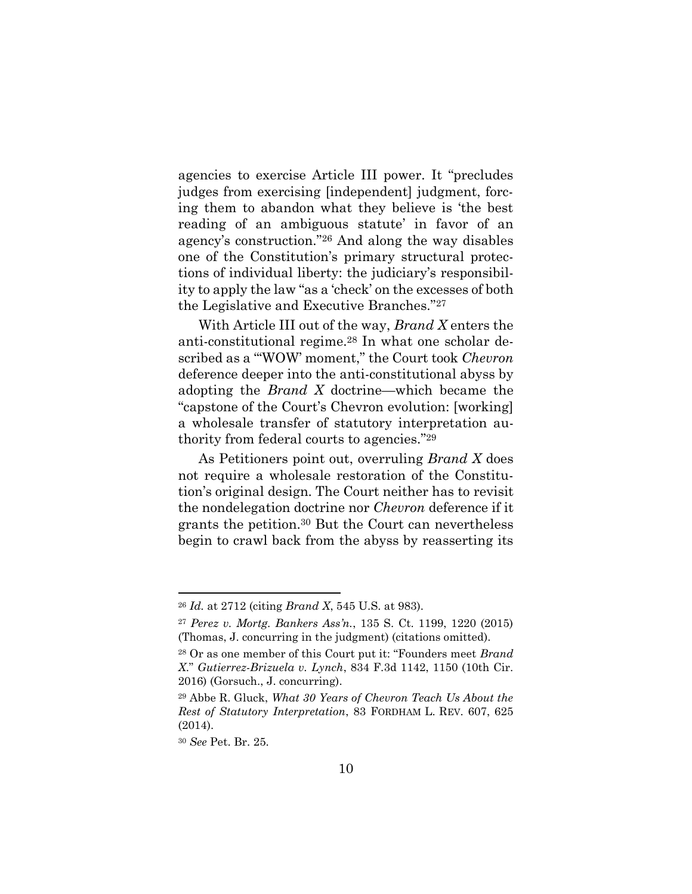agencies to exercise Article III power. It "precludes judges from exercising [independent] judgment, forcing them to abandon what they believe is 'the best reading of an ambiguous statute' in favor of an agency's construction."[26] And along the way disables one of the Constitution's primary structural protections of individual liberty: the judiciary's responsibility to apply the law "as a 'check' on the excesses of both the Legislative and Executive Branches."[27]

With Article III out of the way, *Brand X* enters the anti-constitutional regime.[28] In what one scholar described as a "'WOW' moment," the Court took *Chevron* deference deeper into the anti-constitutional abyss by adopting the *Brand X* doctrine—which became the "capstone of the Court's Chevron evolution: [working] a wholesale transfer of statutory interpretation authority from federal courts to agencies."[29]

As Petitioners point out, overruling *Brand X* does not require a wholesale restoration of the Constitution's original design. The Court neither has to revisit the nondelegation doctrine nor *Chevron* deference if it grants the petition.[30] But the Court can nevertheless begin to crawl back from the abyss by reasserting its

---

[26] *Id.* at 2712 (citing *Brand X*, 545 U.S. at 983).

[27] *Perez v. Mortg. Bankers Ass'n.*, 135 S. Ct. 1199, 1220 (2015) (Thomas, J. concurring in the judgment) (citations omitted).

[28] Or as one member of this Court put it: "Founders meet *Brand X*." *Gutierrez-Brizuela v. Lynch*, 834 F.3d 1142, 1150 (10th Cir. 2016) (Gorsuch., J. concurring).

[29] Abbe R. Gluck, *What 30 Years of Chevron Teach Us About the Rest of Statutory Interpretation*, 83 FORDHAM L. REV. 607, 625 (2014).

[30] *See* Pet. Br. 25.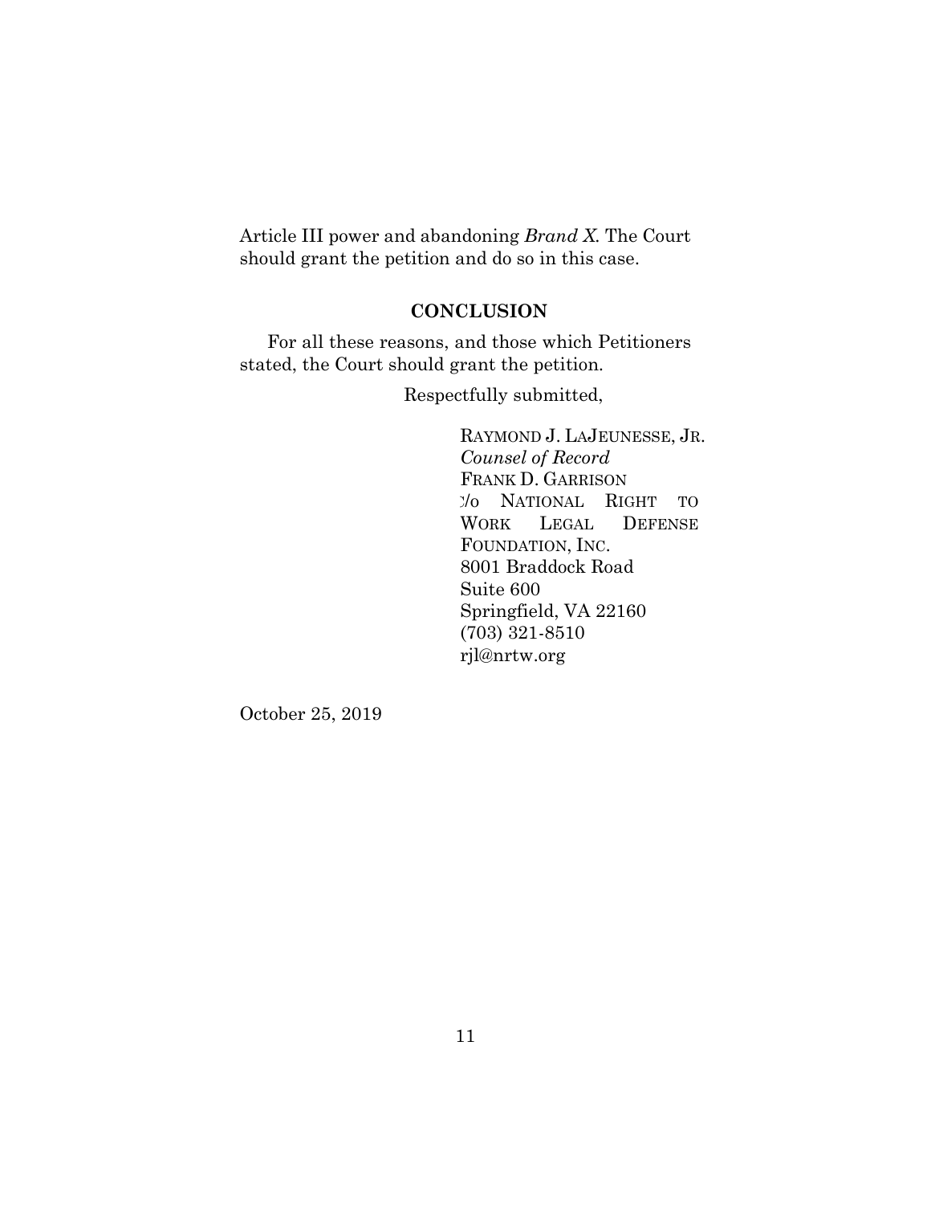Article III power and abandoning *Brand X*. The Court should grant the petition and do so in this case.

## CONCLUSION

For all these reasons, and those which Petitioners stated, the Court should grant the petition.

Respectfully submitted,

RAYMOND J. LAJEUNESSE, JR.
*Counsel of Record*
FRANK D. GARRISON
c/o NATIONAL RIGHT TO WORK LEGAL DEFENSE FOUNDATION, INC.
8001 Braddock Road
Suite 600
Springfield, VA 22160
(703) 321-8510
rjl@nrtw.org

October 25, 2019